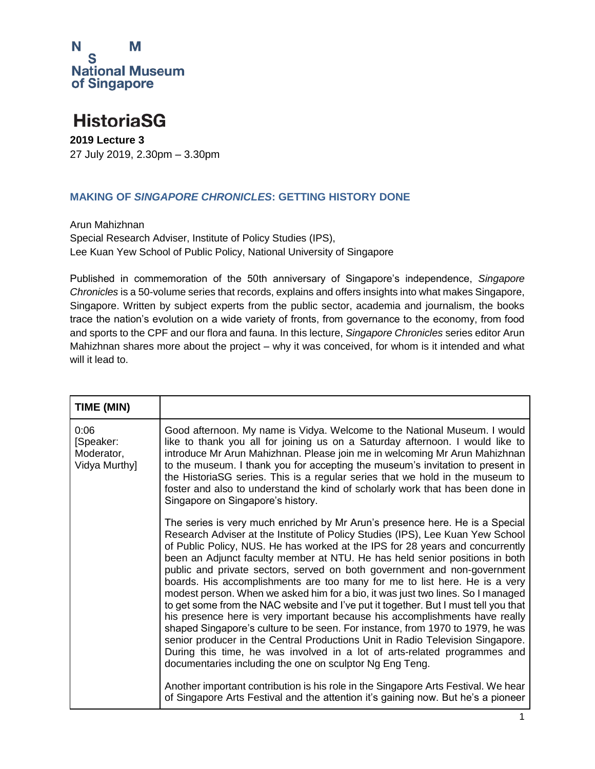N S M
National Museum of Singapore

# HistoriaSG

**2019 Lecture 3**
27 July 2019, 2.30pm – 3.30pm

## MAKING OF *SINGAPORE CHRONICLES*: GETTING HISTORY DONE

Arun Mahizhnan
Special Research Adviser, Institute of Policy Studies (IPS),
Lee Kuan Yew School of Public Policy, National University of Singapore

Published in commemoration of the 50th anniversary of Singapore's independence, *Singapore Chronicles* is a 50-volume series that records, explains and offers insights into what makes Singapore, Singapore. Written by subject experts from the public sector, academia and journalism, the books trace the nation's evolution on a wide variety of fronts, from governance to the economy, from food and sports to the CPF and our flora and fauna. In this lecture, *Singapore Chronicles* series editor Arun Mahizhnan shares more about the project – why it was conceived, for whom is it intended and what will it lead to.

| TIME (MIN) | |
|---|---|
| 0:06 [Speaker: Moderator, Vidya Murthy] | Good afternoon. My name is Vidya. Welcome to the National Museum. I would like to thank you all for joining us on a Saturday afternoon. I would like to introduce Mr Arun Mahizhnan. Please join me in welcoming Mr Arun Mahizhnan to the museum. I thank you for accepting the museum's invitation to present in the HistoriaSG series. This is a regular series that we hold in the museum to foster and also to understand the kind of scholarly work that has been done in Singapore on Singapore's history.<br><br>The series is very much enriched by Mr Arun's presence here. He is a Special Research Adviser at the Institute of Policy Studies (IPS), Lee Kuan Yew School of Public Policy, NUS. He has worked at the IPS for 28 years and concurrently been an Adjunct faculty member at NTU. He has held senior positions in both public and private sectors, served on both government and non-government boards. His accomplishments are too many for me to list here. He is a very modest person. When we asked him for a bio, it was just two lines. So I managed to get some from the NAC website and I've put it together. But I must tell you that his presence here is very important because his accomplishments have really shaped Singapore's culture to be seen. For instance, from 1970 to 1979, he was senior producer in the Central Productions Unit in Radio Television Singapore. During this time, he was involved in a lot of arts-related programmes and documentaries including the one on sculptor Ng Eng Teng.<br><br>Another important contribution is his role in the Singapore Arts Festival. We hear of Singapore Arts Festival and the attention it's gaining now. But he's a pioneer |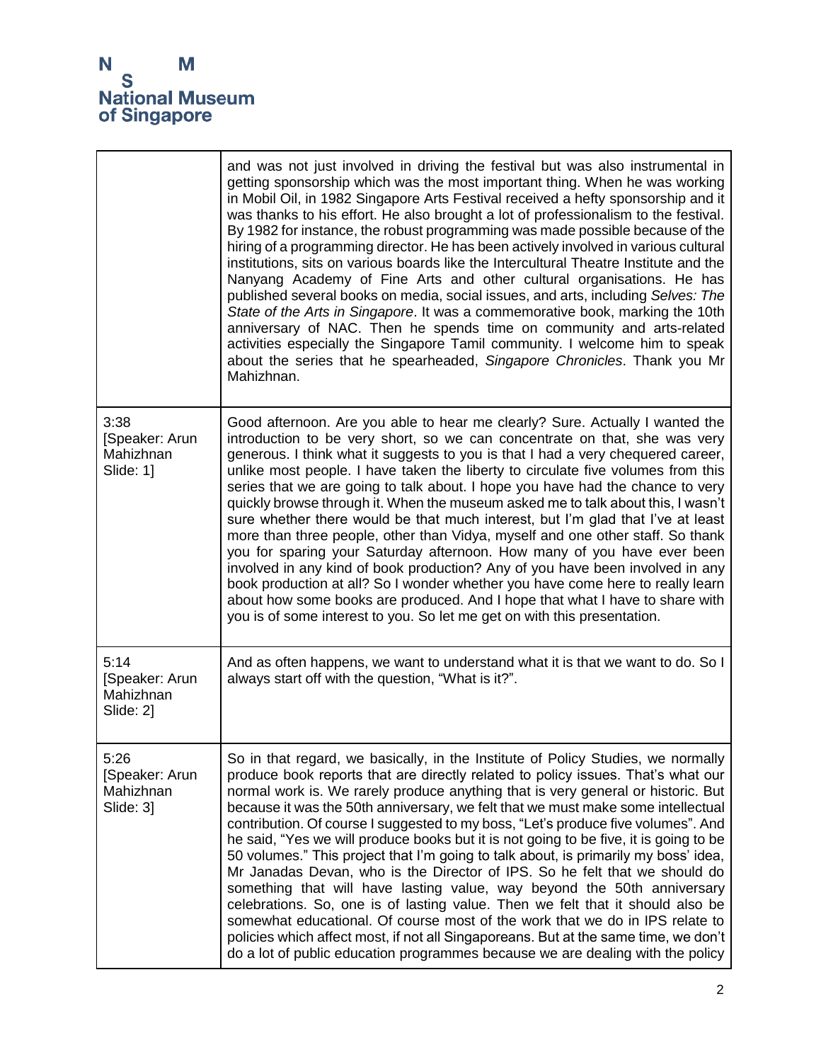| | |
|---|---|
| | and was not just involved in driving the festival but was also instrumental in getting sponsorship which was the most important thing. When he was working in Mobil Oil, in 1982 Singapore Arts Festival received a hefty sponsorship and it was thanks to his effort. He also brought a lot of professionalism to the festival. By 1982 for instance, the robust programming was made possible because of the hiring of a programming director. He has been actively involved in various cultural institutions, sits on various boards like the Intercultural Theatre Institute and the Nanyang Academy of Fine Arts and other cultural organisations. He has published several books on media, social issues, and arts, including *Selves: The State of the Arts in Singapore*. It was a commemorative book, marking the 10th anniversary of NAC. Then he spends time on community and arts-related activities especially the Singapore Tamil community. I welcome him to speak about the series that he spearheaded, *Singapore Chronicles*. Thank you Mr Mahizhnan. |
| 3:38 [Speaker: Arun Mahizhnan Slide: 1] | Good afternoon. Are you able to hear me clearly? Sure. Actually I wanted the introduction to be very short, so we can concentrate on that, she was very generous. I think what it suggests to you is that I had a very chequered career, unlike most people. I have taken the liberty to circulate five volumes from this series that we are going to talk about. I hope you have had the chance to very quickly browse through it. When the museum asked me to talk about this, I wasn't sure whether there would be that much interest, but I'm glad that I've at least more than three people, other than Vidya, myself and one other staff. So thank you for sparing your Saturday afternoon. How many of you have ever been involved in any kind of book production? Any of you have been involved in any book production at all? So I wonder whether you have come here to really learn about how some books are produced. And I hope that what I have to share with you is of some interest to you. So let me get on with this presentation. |
| 5:14 [Speaker: Arun Mahizhnan Slide: 2] | And as often happens, we want to understand what it is that we want to do. So I always start off with the question, "What is it?". |
| 5:26 [Speaker: Arun Mahizhnan Slide: 3] | So in that regard, we basically, in the Institute of Policy Studies, we normally produce book reports that are directly related to policy issues. That's what our normal work is. We rarely produce anything that is very general or historic. But because it was the 50th anniversary, we felt that we must make some intellectual contribution. Of course I suggested to my boss, "Let's produce five volumes". And he said, "Yes we will produce books but it is not going to be five, it is going to be 50 volumes." This project that I'm going to talk about, is primarily my boss' idea, Mr Janadas Devan, who is the Director of IPS. So he felt that we should do something that will have lasting value, way beyond the 50th anniversary celebrations. So, one is of lasting value. Then we felt that it should also be somewhat educational. Of course most of the work that we do in IPS relate to policies which affect most, if not all Singaporeans. But at the same time, we don't do a lot of public education programmes because we are dealing with the policy |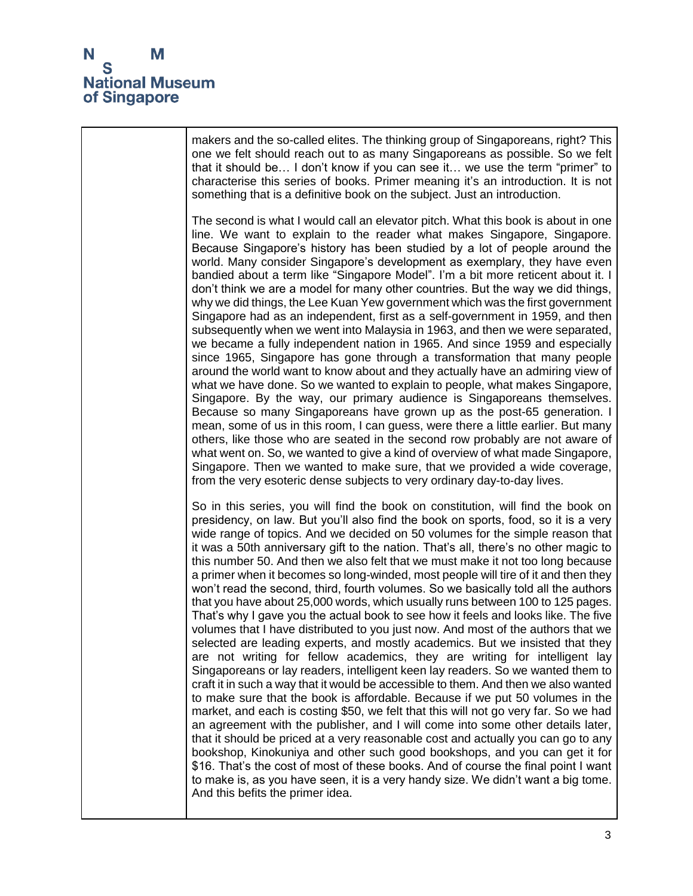makers and the so-called elites. The thinking group of Singaporeans, right? This one we felt should reach out to as many Singaporeans as possible. So we felt that it should be… I don't know if you can see it… we use the term "primer" to characterise this series of books. Primer meaning it's an introduction. It is not something that is a definitive book on the subject. Just an introduction.

The second is what I would call an elevator pitch. What this book is about in one line. We want to explain to the reader what makes Singapore, Singapore. Because Singapore's history has been studied by a lot of people around the world. Many consider Singapore's development as exemplary, they have even bandied about a term like "Singapore Model". I'm a bit more reticent about it. I don't think we are a model for many other countries. But the way we did things, why we did things, the Lee Kuan Yew government which was the first government Singapore had as an independent, first as a self-government in 1959, and then subsequently when we went into Malaysia in 1963, and then we were separated, we became a fully independent nation in 1965. And since 1959 and especially since 1965, Singapore has gone through a transformation that many people around the world want to know about and they actually have an admiring view of what we have done. So we wanted to explain to people, what makes Singapore, Singapore. By the way, our primary audience is Singaporeans themselves. Because so many Singaporeans have grown up as the post-65 generation. I mean, some of us in this room, I can guess, were there a little earlier. But many others, like those who are seated in the second row probably are not aware of what went on. So, we wanted to give a kind of overview of what made Singapore, Singapore. Then we wanted to make sure, that we provided a wide coverage, from the very esoteric dense subjects to very ordinary day-to-day lives.

So in this series, you will find the book on constitution, will find the book on presidency, on law. But you'll also find the book on sports, food, so it is a very wide range of topics. And we decided on 50 volumes for the simple reason that it was a 50th anniversary gift to the nation. That's all, there's no other magic to this number 50. And then we also felt that we must make it not too long because a primer when it becomes so long-winded, most people will tire of it and then they won't read the second, third, fourth volumes. So we basically told all the authors that you have about 25,000 words, which usually runs between 100 to 125 pages. That's why I gave you the actual book to see how it feels and looks like. The five volumes that I have distributed to you just now. And most of the authors that we selected are leading experts, and mostly academics. But we insisted that they are not writing for fellow academics, they are writing for intelligent lay Singaporeans or lay readers, intelligent keen lay readers. So we wanted them to craft it in such a way that it would be accessible to them. And then we also wanted to make sure that the book is affordable. Because if we put 50 volumes in the market, and each is costing $50, we felt that this will not go very far. So we had an agreement with the publisher, and I will come into some other details later, that it should be priced at a very reasonable cost and actually you can go to any bookshop, Kinokuniya and other such good bookshops, and you can get it for $16. That's the cost of most of these books. And of course the final point I want to make is, as you have seen, it is a very handy size. We didn't want a big tome. And this befits the primer idea.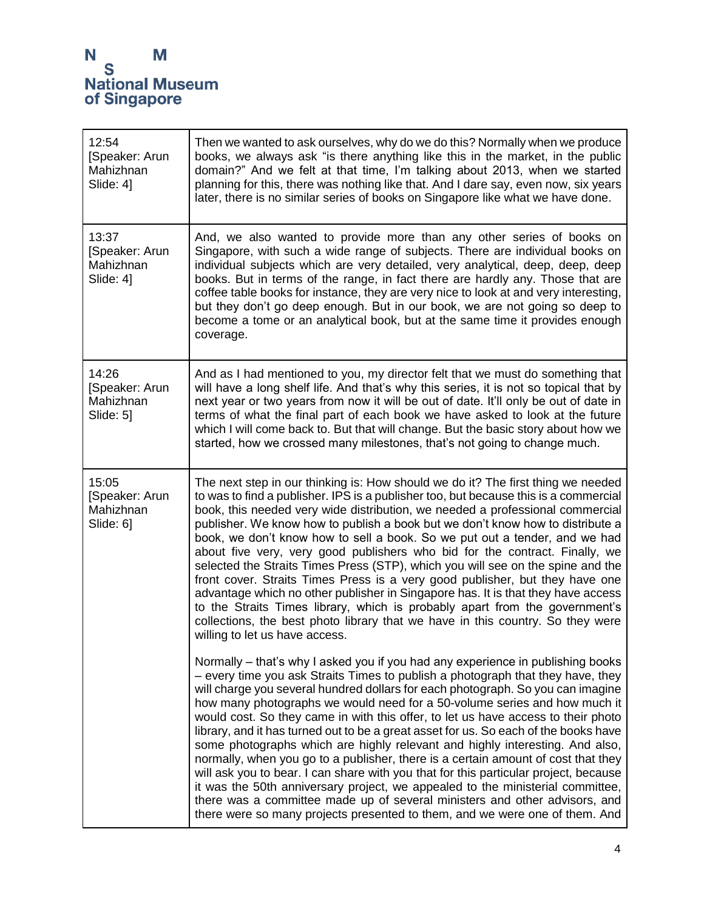| | |
|---|---|
| 12:54 [Speaker: Arun Mahizhnan Slide: 4] | Then we wanted to ask ourselves, why do we do this? Normally when we produce books, we always ask "is there anything like this in the market, in the public domain?" And we felt at that time, I'm talking about 2013, when we started planning for this, there was nothing like that. And I dare say, even now, six years later, there is no similar series of books on Singapore like what we have done. |
| 13:37 [Speaker: Arun Mahizhnan Slide: 4] | And, we also wanted to provide more than any other series of books on Singapore, with such a wide range of subjects. There are individual books on individual subjects which are very detailed, very analytical, deep, deep, deep books. But in terms of the range, in fact there are hardly any. Those that are coffee table books for instance, they are very nice to look at and very interesting, but they don't go deep enough. But in our book, we are not going so deep to become a tome or an analytical book, but at the same time it provides enough coverage. |
| 14:26 [Speaker: Arun Mahizhnan Slide: 5] | And as I had mentioned to you, my director felt that we must do something that will have a long shelf life. And that's why this series, it is not so topical that by next year or two years from now it will be out of date. It'll only be out of date in terms of what the final part of each book we have asked to look at the future which I will come back to. But that will change. But the basic story about how we started, how we crossed many milestones, that's not going to change much. |
| 15:05 [Speaker: Arun Mahizhnan Slide: 6] | The next step in our thinking is: How should we do it? The first thing we needed to was to find a publisher. IPS is a publisher too, but because this is a commercial book, this needed very wide distribution, we needed a professional commercial publisher. We know how to publish a book but we don't know how to distribute a book, we don't know how to sell a book. So we put out a tender, and we had about five very, very good publishers who bid for the contract. Finally, we selected the Straits Times Press (STP), which you will see on the spine and the front cover. Straits Times Press is a very good publisher, but they have one advantage which no other publisher in Singapore has. It is that they have access to the Straits Times library, which is probably apart from the government's collections, the best photo library that we have in this country. So they were willing to let us have access.<br><br>Normally – that's why I asked you if you had any experience in publishing books – every time you ask Straits Times to publish a photograph that they have, they will charge you several hundred dollars for each photograph. So you can imagine how many photographs we would need for a 50-volume series and how much it would cost. So they came in with this offer, to let us have access to their photo library, and it has turned out to be a great asset for us. So each of the books have some photographs which are highly relevant and highly interesting. And also, normally, when you go to a publisher, there is a certain amount of cost that they will ask you to bear. I can share with you that for this particular project, because it was the 50th anniversary project, we appealed to the ministerial committee, there was a committee made up of several ministers and other advisors, and there were so many projects presented to them, and we were one of them. And |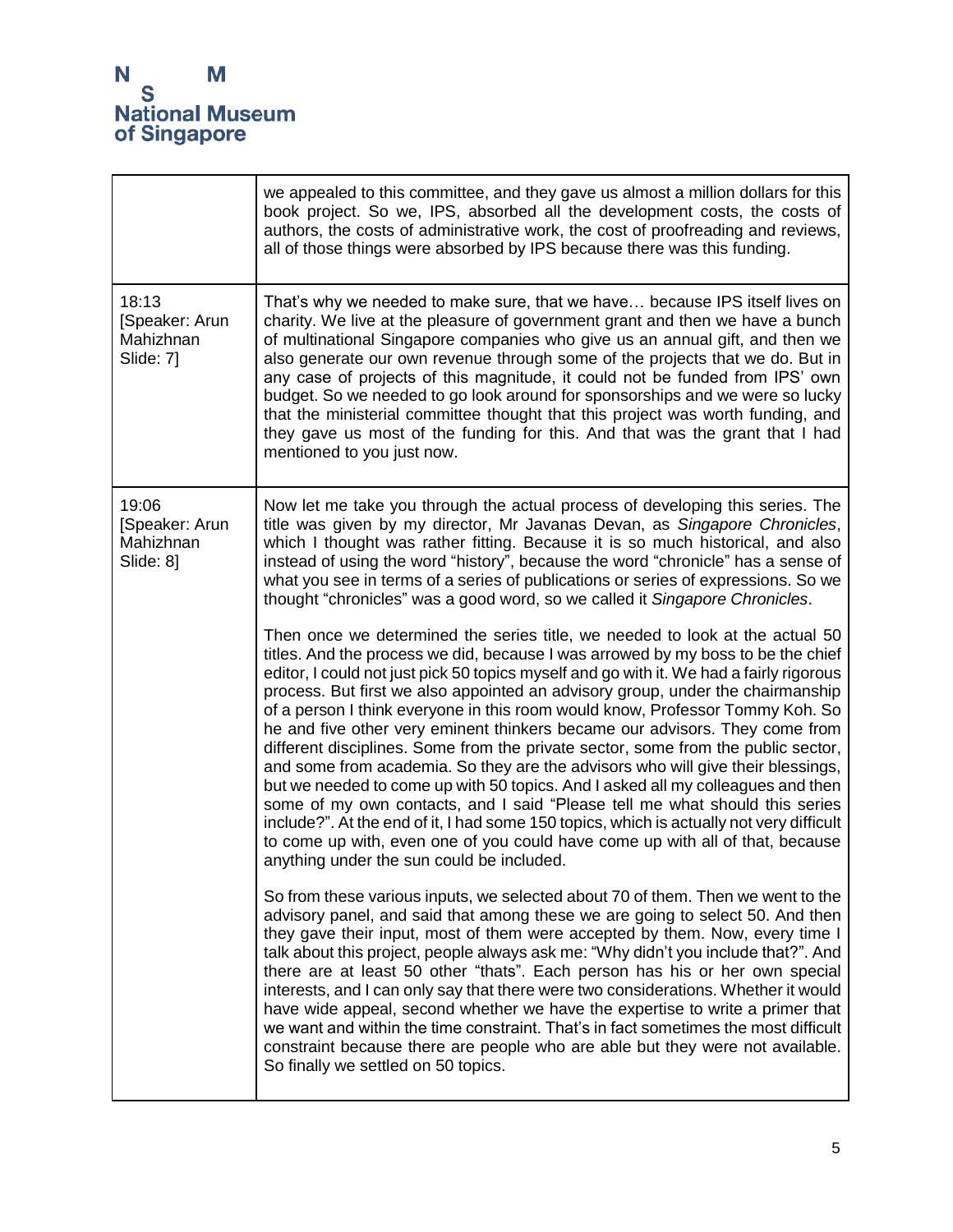| | |
|---|---|
| | we appealed to this committee, and they gave us almost a million dollars for this book project. So we, IPS, absorbed all the development costs, the costs of authors, the costs of administrative work, the cost of proofreading and reviews, all of those things were absorbed by IPS because there was this funding. |
| 18:13 [Speaker: Arun Mahizhnan Slide: 7] | That's why we needed to make sure, that we have… because IPS itself lives on charity. We live at the pleasure of government grant and then we have a bunch of multinational Singapore companies who give us an annual gift, and then we also generate our own revenue through some of the projects that we do. But in any case of projects of this magnitude, it could not be funded from IPS' own budget. So we needed to go look around for sponsorships and we were so lucky that the ministerial committee thought that this project was worth funding, and they gave us most of the funding for this. And that was the grant that I had mentioned to you just now. |
| 19:06 [Speaker: Arun Mahizhnan Slide: 8] | Now let me take you through the actual process of developing this series. The title was given by my director, Mr Javanas Devan, as *Singapore Chronicles*, which I thought was rather fitting. Because it is so much historical, and also instead of using the word "history", because the word "chronicle" has a sense of what you see in terms of a series of publications or series of expressions. So we thought "chronicles" was a good word, so we called it *Singapore Chronicles*.<br><br>Then once we determined the series title, we needed to look at the actual 50 titles. And the process we did, because I was arrowed by my boss to be the chief editor, I could not just pick 50 topics myself and go with it. We had a fairly rigorous process. But first we also appointed an advisory group, under the chairmanship of a person I think everyone in this room would know, Professor Tommy Koh. So he and five other very eminent thinkers became our advisors. They come from different disciplines. Some from the private sector, some from the public sector, and some from academia. So they are the advisors who will give their blessings, but we needed to come up with 50 topics. And I asked all my colleagues and then some of my own contacts, and I said "Please tell me what should this series include?". At the end of it, I had some 150 topics, which is actually not very difficult to come up with, even one of you could have come up with all of that, because anything under the sun could be included.<br><br>So from these various inputs, we selected about 70 of them. Then we went to the advisory panel, and said that among these we are going to select 50. And then they gave their input, most of them were accepted by them. Now, every time I talk about this project, people always ask me: "Why didn't you include that?". And there are at least 50 other "thats". Each person has his or her own special interests, and I can only say that there were two considerations. Whether it would have wide appeal, second whether we have the expertise to write a primer that we want and within the time constraint. That's in fact sometimes the most difficult constraint because there are people who are able but they were not available. So finally we settled on 50 topics. |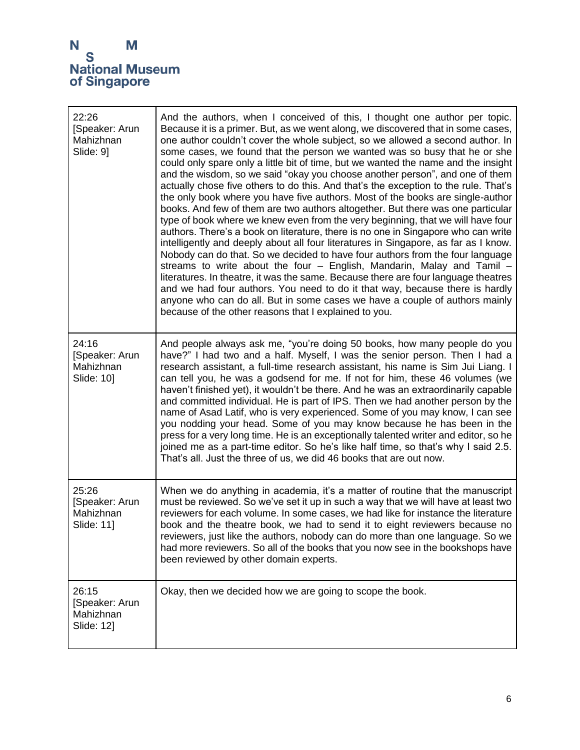| | |
|---|---|
| 22:26 [Speaker: Arun Mahizhnan Slide: 9] | And the authors, when I conceived of this, I thought one author per topic. Because it is a primer. But, as we went along, we discovered that in some cases, one author couldn't cover the whole subject, so we allowed a second author. In some cases, we found that the person we wanted was so busy that he or she could only spare only a little bit of time, but we wanted the name and the insight and the wisdom, so we said "okay you choose another person", and one of them actually chose five others to do this. And that's the exception to the rule. That's the only book where you have five authors. Most of the books are single-author books. And few of them are two authors altogether. But there was one particular type of book where we knew even from the very beginning, that we will have four authors. There's a book on literature, there is no one in Singapore who can write intelligently and deeply about all four literatures in Singapore, as far as I know. Nobody can do that. So we decided to have four authors from the four language streams to write about the four – English, Mandarin, Malay and Tamil – literatures. In theatre, it was the same. Because there are four language theatres and we had four authors. You need to do it that way, because there is hardly anyone who can do all. But in some cases we have a couple of authors mainly because of the other reasons that I explained to you. |
| 24:16 [Speaker: Arun Mahizhnan Slide: 10] | And people always ask me, "you're doing 50 books, how many people do you have?" I had two and a half. Myself, I was the senior person. Then I had a research assistant, a full-time research assistant, his name is Sim Jui Liang. I can tell you, he was a godsend for me. If not for him, these 46 volumes (we haven't finished yet), it wouldn't be there. And he was an extraordinarily capable and committed individual. He is part of IPS. Then we had another person by the name of Asad Latif, who is very experienced. Some of you may know, I can see you nodding your head. Some of you may know because he has been in the press for a very long time. He is an exceptionally talented writer and editor, so he joined me as a part-time editor. So he's like half time, so that's why I said 2.5. That's all. Just the three of us, we did 46 books that are out now. |
| 25:26 [Speaker: Arun Mahizhnan Slide: 11] | When we do anything in academia, it's a matter of routine that the manuscript must be reviewed. So we've set it up in such a way that we will have at least two reviewers for each volume. In some cases, we had like for instance the literature book and the theatre book, we had to send it to eight reviewers because no reviewers, just like the authors, nobody can do more than one language. So we had more reviewers. So all of the books that you now see in the bookshops have been reviewed by other domain experts. |
| 26:15 [Speaker: Arun Mahizhnan Slide: 12] | Okay, then we decided how we are going to scope the book. |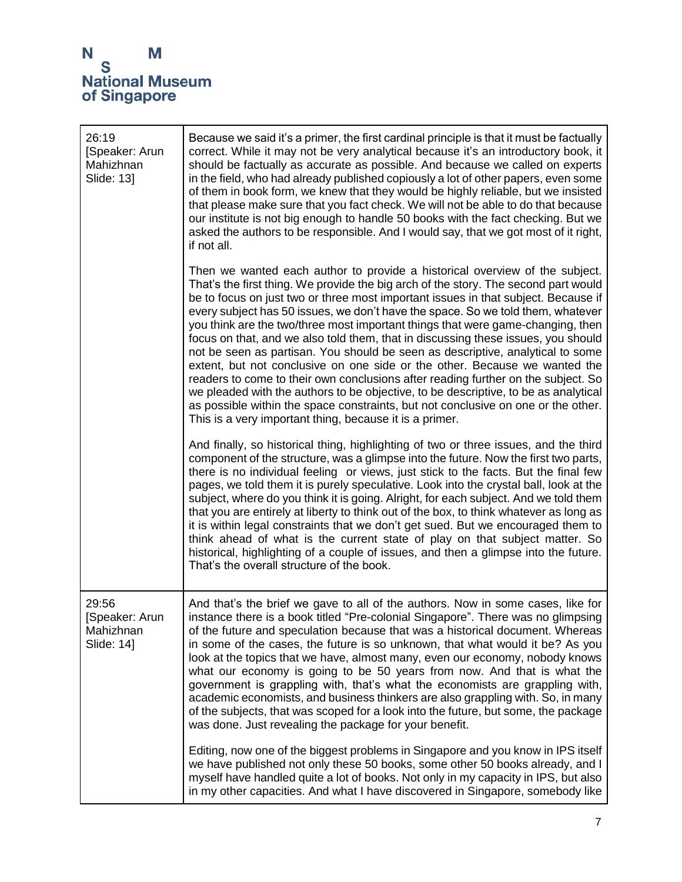| | |
|---|---|
| 26:19 [Speaker: Arun Mahizhnan Slide: 13] | Because we said it's a primer, the first cardinal principle is that it must be factually correct. While it may not be very analytical because it's an introductory book, it should be factually as accurate as possible. And because we called on experts in the field, who had already published copiously a lot of other papers, even some of them in book form, we knew that they would be highly reliable, but we insisted that please make sure that you fact check. We will not be able to do that because our institute is not big enough to handle 50 books with the fact checking. But we asked the authors to be responsible. And I would say, that we got most of it right, if not all.<br><br>Then we wanted each author to provide a historical overview of the subject. That's the first thing. We provide the big arch of the story. The second part would be to focus on just two or three most important issues in that subject. Because if every subject has 50 issues, we don't have the space. So we told them, whatever you think are the two/three most important things that were game-changing, then focus on that, and we also told them, that in discussing these issues, you should not be seen as partisan. You should be seen as descriptive, analytical to some extent, but not conclusive on one side or the other. Because we wanted the readers to come to their own conclusions after reading further on the subject. So we pleaded with the authors to be objective, to be descriptive, to be as analytical as possible within the space constraints, but not conclusive on one or the other. This is a very important thing, because it is a primer.<br><br>And finally, so historical thing, highlighting of two or three issues, and the third component of the structure, was a glimpse into the future. Now the first two parts, there is no individual feeling or views, just stick to the facts. But the final few pages, we told them it is purely speculative. Look into the crystal ball, look at the subject, where do you think it is going. Alright, for each subject. And we told them that you are entirely at liberty to think out of the box, to think whatever as long as it is within legal constraints that we don't get sued. But we encouraged them to think ahead of what is the current state of play on that subject matter. So historical, highlighting of a couple of issues, and then a glimpse into the future. That's the overall structure of the book. |
| 29:56 [Speaker: Arun Mahizhnan Slide: 14] | And that's the brief we gave to all of the authors. Now in some cases, like for instance there is a book titled "Pre-colonial Singapore". There was no glimpsing of the future and speculation because that was a historical document. Whereas in some of the cases, the future is so unknown, that what would it be? As you look at the topics that we have, almost many, even our economy, nobody knows what our economy is going to be 50 years from now. And that is what the government is grappling with, that's what the economists are grappling with, academic economists, and business thinkers are also grappling with. So, in many of the subjects, that was scoped for a look into the future, but some, the package was done. Just revealing the package for your benefit.<br><br>Editing, now one of the biggest problems in Singapore and you know in IPS itself we have published not only these 50 books, some other 50 books already, and I myself have handled quite a lot of books. Not only in my capacity in IPS, but also in my other capacities. And what I have discovered in Singapore, somebody like |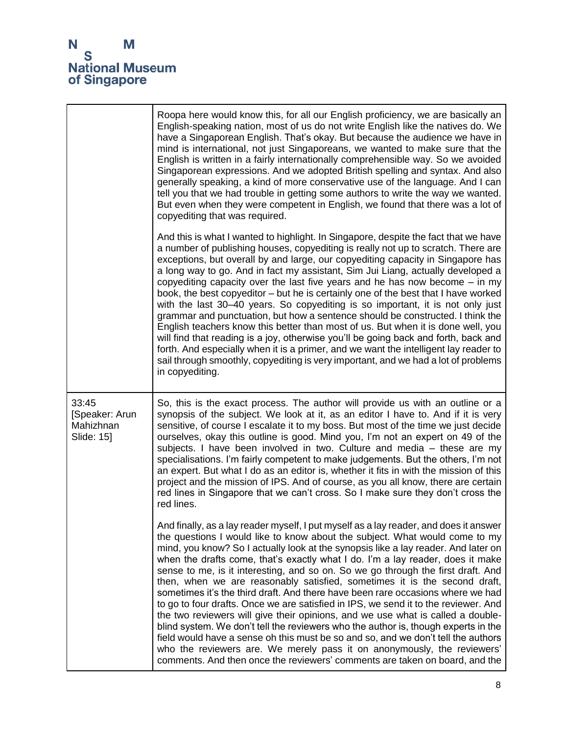| | |
|---|---|
| | Roopa here would know this, for all our English proficiency, we are basically an English-speaking nation, most of us do not write English like the natives do. We have a Singaporean English. That's okay. But because the audience we have in mind is international, not just Singaporeans, we wanted to make sure that the English is written in a fairly internationally comprehensible way. So we avoided Singaporean expressions. And we adopted British spelling and syntax. And also generally speaking, a kind of more conservative use of the language. And I can tell you that we had trouble in getting some authors to write the way we wanted. But even when they were competent in English, we found that there was a lot of copyediting that was required.<br><br>And this is what I wanted to highlight. In Singapore, despite the fact that we have a number of publishing houses, copyediting is really not up to scratch. There are exceptions, but overall by and large, our copyediting capacity in Singapore has a long way to go. And in fact my assistant, Sim Jui Liang, actually developed a copyediting capacity over the last five years and he has now become – in my book, the best copyeditor – but he is certainly one of the best that I have worked with the last 30–40 years. So copyediting is so important, it is not only just grammar and punctuation, but how a sentence should be constructed. I think the English teachers know this better than most of us. But when it is done well, you will find that reading is a joy, otherwise you'll be going back and forth, back and forth. And especially when it is a primer, and we want the intelligent lay reader to sail through smoothly, copyediting is very important, and we had a lot of problems in copyediting. |
| 33:45 [Speaker: Arun Mahizhnan Slide: 15] | So, this is the exact process. The author will provide us with an outline or a synopsis of the subject. We look at it, as an editor I have to. And if it is very sensitive, of course I escalate it to my boss. But most of the time we just decide ourselves, okay this outline is good. Mind you, I'm not an expert on 49 of the subjects. I have been involved in two. Culture and media – these are my specialisations. I'm fairly competent to make judgements. But the others, I'm not an expert. But what I do as an editor is, whether it fits in with the mission of this project and the mission of IPS. And of course, as you all know, there are certain red lines in Singapore that we can't cross. So I make sure they don't cross the red lines.<br><br>And finally, as a lay reader myself, I put myself as a lay reader, and does it answer the questions I would like to know about the subject. What would come to my mind, you know? So I actually look at the synopsis like a lay reader. And later on when the drafts come, that's exactly what I do. I'm a lay reader, does it make sense to me, is it interesting, and so on. So we go through the first draft. And then, when we are reasonably satisfied, sometimes it is the second draft, sometimes it's the third draft. And there have been rare occasions where we had to go to four drafts. Once we are satisfied in IPS, we send it to the reviewer. And the two reviewers will give their opinions, and we use what is called a double-blind system. We don't tell the reviewers who the author is, though experts in the field would have a sense oh this must be so and so, and we don't tell the authors who the reviewers are. We merely pass it on anonymously, the reviewers' comments. And then once the reviewers' comments are taken on board, and the |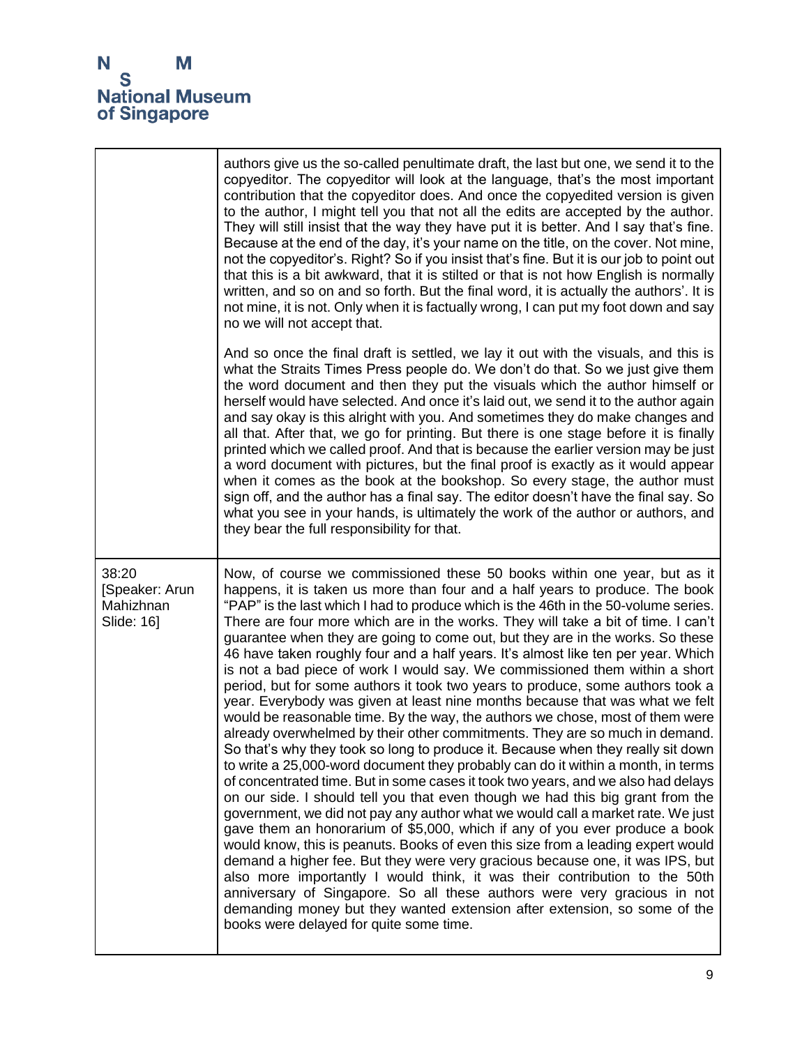| | |
|---|---|
| | authors give us the so-called penultimate draft, the last but one, we send it to the copyeditor. The copyeditor will look at the language, that's the most important contribution that the copyeditor does. And once the copyedited version is given to the author, I might tell you that not all the edits are accepted by the author. They will still insist that the way they have put it is better. And I say that's fine. Because at the end of the day, it's your name on the title, on the cover. Not mine, not the copyeditor's. Right? So if you insist that's fine. But it is our job to point out that this is a bit awkward, that it is stilted or that is not how English is normally written, and so on and so forth. But the final word, it is actually the authors'. It is not mine, it is not. Only when it is factually wrong, I can put my foot down and say no we will not accept that.<br><br>And so once the final draft is settled, we lay it out with the visuals, and this is what the Straits Times Press people do. We don't do that. So we just give them the word document and then they put the visuals which the author himself or herself would have selected. And once it's laid out, we send it to the author again and say okay is this alright with you. And sometimes they do make changes and all that. After that, we go for printing. But there is one stage before it is finally printed which we called proof. And that is because the earlier version may be just a word document with pictures, but the final proof is exactly as it would appear when it comes as the book at the bookshop. So every stage, the author must sign off, and the author has a final say. The editor doesn't have the final say. So what you see in your hands, is ultimately the work of the author or authors, and they bear the full responsibility for that. |
| 38:20 [Speaker: Arun Mahizhnan Slide: 16] | Now, of course we commissioned these 50 books within one year, but as it happens, it is taken us more than four and a half years to produce. The book "PAP" is the last which I had to produce which is the 46th in the 50-volume series. There are four more which are in the works. They will take a bit of time. I can't guarantee when they are going to come out, but they are in the works. So these 46 have taken roughly four and a half years. It's almost like ten per year. Which is not a bad piece of work I would say. We commissioned them within a short period, but for some authors it took two years to produce, some authors took a year. Everybody was given at least nine months because that was what we felt would be reasonable time. By the way, the authors we chose, most of them were already overwhelmed by their other commitments. They are so much in demand. So that's why they took so long to produce it. Because when they really sit down to write a 25,000-word document they probably can do it within a month, in terms of concentrated time. But in some cases it took two years, and we also had delays on our side. I should tell you that even though we had this big grant from the government, we did not pay any author what we would call a market rate. We just gave them an honorarium of $5,000, which if any of you ever produce a book would know, this is peanuts. Books of even this size from a leading expert would demand a higher fee. But they were very gracious because one, it was IPS, but also more importantly I would think, it was their contribution to the 50th anniversary of Singapore. So all these authors were very gracious in not demanding money but they wanted extension after extension, so some of the books were delayed for quite some time. |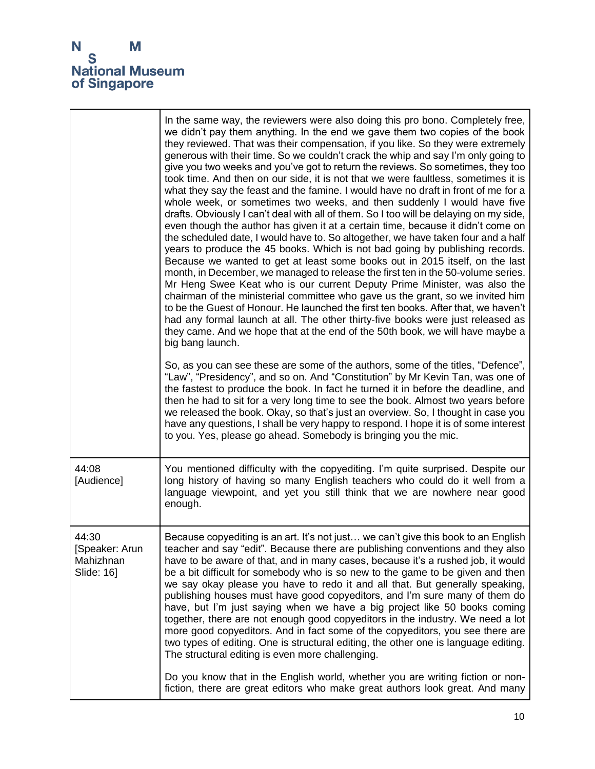| | |
|---|---|
| | In the same way, the reviewers were also doing this pro bono. Completely free, we didn't pay them anything. In the end we gave them two copies of the book they reviewed. That was their compensation, if you like. So they were extremely generous with their time. So we couldn't crack the whip and say I'm only going to give you two weeks and you've got to return the reviews. So sometimes, they too took time. And then on our side, it is not that we were faultless, sometimes it is what they say the feast and the famine. I would have no draft in front of me for a whole week, or sometimes two weeks, and then suddenly I would have five drafts. Obviously I can't deal with all of them. So I too will be delaying on my side, even though the author has given it at a certain time, because it didn't come on the scheduled date, I would have to. So altogether, we have taken four and a half years to produce the 45 books. Which is not bad going by publishing records. Because we wanted to get at least some books out in 2015 itself, on the last month, in December, we managed to release the first ten in the 50-volume series. Mr Heng Swee Keat who is our current Deputy Prime Minister, was also the chairman of the ministerial committee who gave us the grant, so we invited him to be the Guest of Honour. He launched the first ten books. After that, we haven't had any formal launch at all. The other thirty-five books were just released as they came. And we hope that at the end of the 50th book, we will have maybe a big bang launch.<br><br>So, as you can see these are some of the authors, some of the titles, "Defence", "Law", "Presidency", and so on. And "Constitution" by Mr Kevin Tan, was one of the fastest to produce the book. In fact he turned it in before the deadline, and then he had to sit for a very long time to see the book. Almost two years before we released the book. Okay, so that's just an overview. So, I thought in case you have any questions, I shall be very happy to respond. I hope it is of some interest to you. Yes, please go ahead. Somebody is bringing you the mic. |
| 44:08<br>[Audience] | You mentioned difficulty with the copyediting. I'm quite surprised. Despite our long history of having so many English teachers who could do it well from a language viewpoint, and yet you still think that we are nowhere near good enough. |
| 44:30<br>[Speaker: Arun Mahizhnan<br>Slide: 16] | Because copyediting is an art. It's not just… we can't give this book to an English teacher and say "edit". Because there are publishing conventions and they also have to be aware of that, and in many cases, because it's a rushed job, it would be a bit difficult for somebody who is so new to the game to be given and then we say okay please you have to redo it and all that. But generally speaking, publishing houses must have good copyeditors, and I'm sure many of them do have, but I'm just saying when we have a big project like 50 books coming together, there are not enough good copyeditors in the industry. We need a lot more good copyeditors. And in fact some of the copyeditors, you see there are two types of editing. One is structural editing, the other one is language editing. The structural editing is even more challenging.<br><br>Do you know that in the English world, whether you are writing fiction or non-fiction, there are great editors who make great authors look great. And many |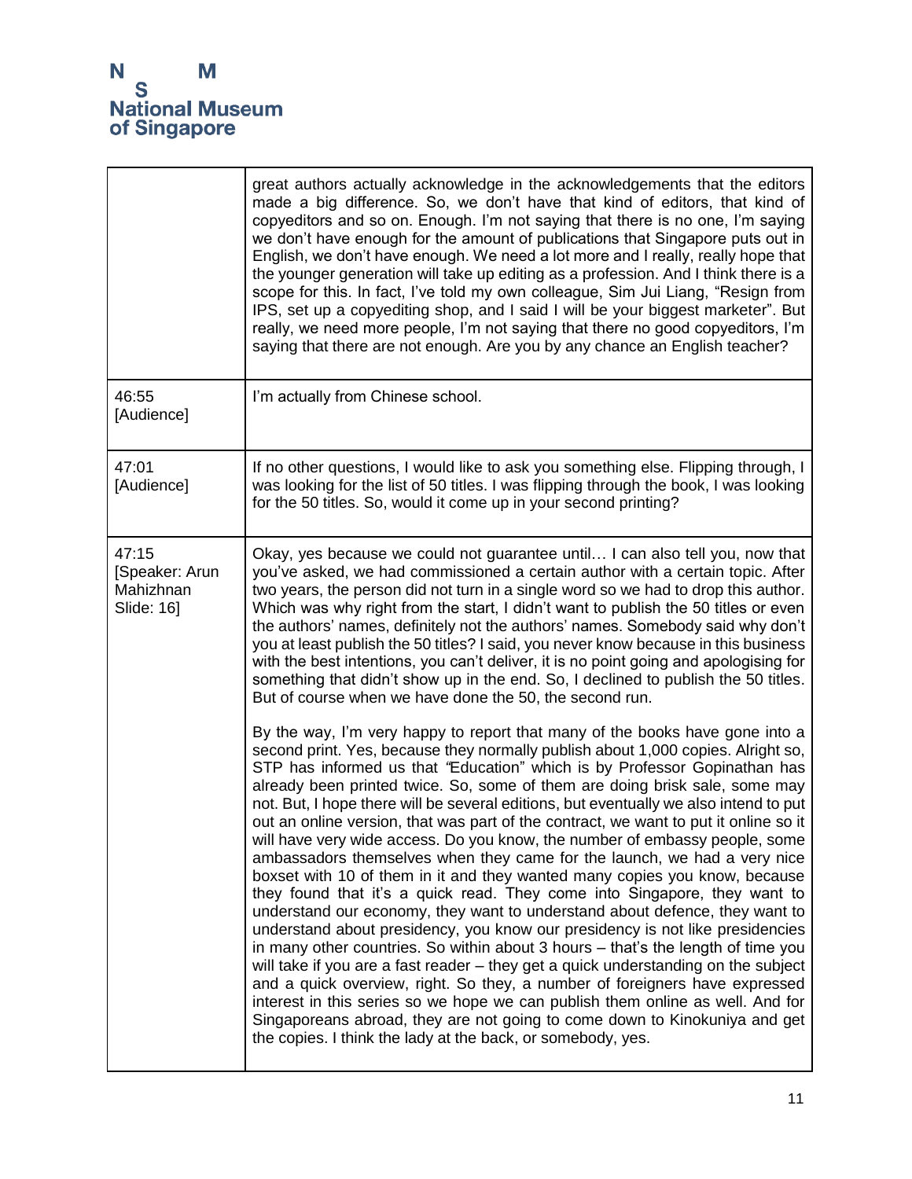| | |
|---|---|
| | great authors actually acknowledge in the acknowledgements that the editors made a big difference. So, we don't have that kind of editors, that kind of copyeditors and so on. Enough. I'm not saying that there is no one, I'm saying we don't have enough for the amount of publications that Singapore puts out in English, we don't have enough. We need a lot more and I really, really hope that the younger generation will take up editing as a profession. And I think there is a scope for this. In fact, I've told my own colleague, Sim Jui Liang, "Resign from IPS, set up a copyediting shop, and I said I will be your biggest marketer". But really, we need more people, I'm not saying that there no good copyeditors, I'm saying that there are not enough. Are you by any chance an English teacher? |
| 46:55 [Audience] | I'm actually from Chinese school. |
| 47:01 [Audience] | If no other questions, I would like to ask you something else. Flipping through, I was looking for the list of 50 titles. I was flipping through the book, I was looking for the 50 titles. So, would it come up in your second printing? |
| 47:15 [Speaker: Arun Mahizhnan Slide: 16] | Okay, yes because we could not guarantee until… I can also tell you, now that you've asked, we had commissioned a certain author with a certain topic. After two years, the person did not turn in a single word so we had to drop this author. Which was why right from the start, I didn't want to publish the 50 titles or even the authors' names, definitely not the authors' names. Somebody said why don't you at least publish the 50 titles? I said, you never know because in this business with the best intentions, you can't deliver, it is no point going and apologising for something that didn't show up in the end. So, I declined to publish the 50 titles. But of course when we have done the 50, the second run.<br><br>By the way, I'm very happy to report that many of the books have gone into a second print. Yes, because they normally publish about 1,000 copies. Alright so, STP has informed us that "Education" which is by Professor Gopinathan has already been printed twice. So, some of them are doing brisk sale, some may not. But, I hope there will be several editions, but eventually we also intend to put out an online version, that was part of the contract, we want to put it online so it will have very wide access. Do you know, the number of embassy people, some ambassadors themselves when they came for the launch, we had a very nice boxset with 10 of them in it and they wanted many copies you know, because they found that it's a quick read. They come into Singapore, they want to understand our economy, they want to understand about defence, they want to understand about presidency, you know our presidency is not like presidencies in many other countries. So within about 3 hours – that's the length of time you will take if you are a fast reader – they get a quick understanding on the subject and a quick overview, right. So they, a number of foreigners have expressed interest in this series so we hope we can publish them online as well. And for Singaporeans abroad, they are not going to come down to Kinokuniya and get the copies. I think the lady at the back, or somebody, yes. |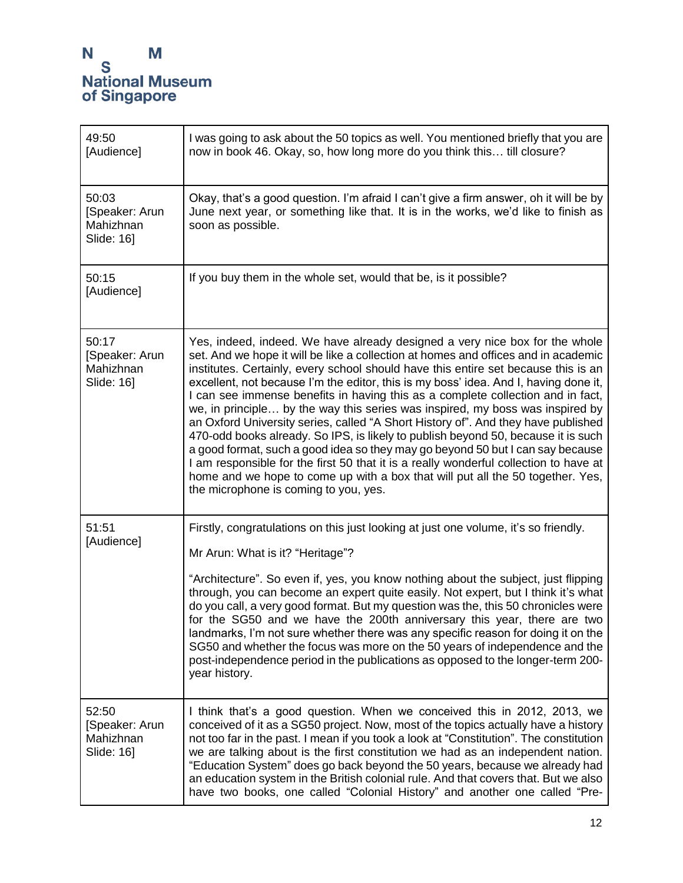| | |
|---|---|
| 49:50 [Audience] | I was going to ask about the 50 topics as well. You mentioned briefly that you are now in book 46. Okay, so, how long more do you think this… till closure? |
| 50:03 [Speaker: Arun Mahizhnan Slide: 16] | Okay, that's a good question. I'm afraid I can't give a firm answer, oh it will be by June next year, or something like that. It is in the works, we'd like to finish as soon as possible. |
| 50:15 [Audience] | If you buy them in the whole set, would that be, is it possible? |
| 50:17 [Speaker: Arun Mahizhnan Slide: 16] | Yes, indeed, indeed. We have already designed a very nice box for the whole set. And we hope it will be like a collection at homes and offices and in academic institutes. Certainly, every school should have this entire set because this is an excellent, not because I'm the editor, this is my boss' idea. And I, having done it, I can see immense benefits in having this as a complete collection and in fact, we, in principle… by the way this series was inspired, my boss was inspired by an Oxford University series, called "A Short History of". And they have published 470-odd books already. So IPS, is likely to publish beyond 50, because it is such a good format, such a good idea so they may go beyond 50 but I can say because I am responsible for the first 50 that it is a really wonderful collection to have at home and we hope to come up with a box that will put all the 50 together. Yes, the microphone is coming to you, yes. |
| 51:51 [Audience] | Firstly, congratulations on this just looking at just one volume, it's so friendly.<br><br>Mr Arun: What is it? "Heritage"?<br><br>"Architecture". So even if, yes, you know nothing about the subject, just flipping through, you can become an expert quite easily. Not expert, but I think it's what do you call, a very good format. But my question was the, this 50 chronicles were for the SG50 and we have the 200th anniversary this year, there are two landmarks, I'm not sure whether there was any specific reason for doing it on the SG50 and whether the focus was more on the 50 years of independence and the post-independence period in the publications as opposed to the longer-term 200-year history. |
| 52:50 [Speaker: Arun Mahizhnan Slide: 16] | I think that's a good question. When we conceived this in 2012, 2013, we conceived of it as a SG50 project. Now, most of the topics actually have a history not too far in the past. I mean if you took a look at "Constitution". The constitution we are talking about is the first constitution we had as an independent nation. "Education System" does go back beyond the 50 years, because we already had an education system in the British colonial rule. And that covers that. But we also have two books, one called "Colonial History" and another one called "Pre- |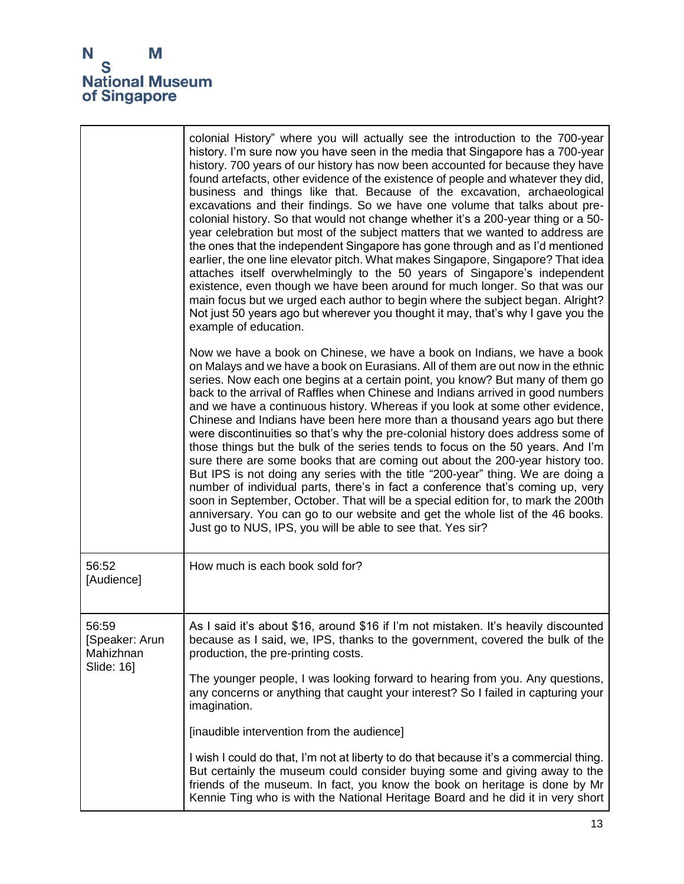| | |
|---|---|
| | colonial History" where you will actually see the introduction to the 700-year history. I'm sure now you have seen in the media that Singapore has a 700-year history. 700 years of our history has now been accounted for because they have found artefacts, other evidence of the existence of people and whatever they did, business and things like that. Because of the excavation, archaeological excavations and their findings. So we have one volume that talks about pre-colonial history. So that would not change whether it's a 200-year thing or a 50-year celebration but most of the subject matters that we wanted to address are the ones that the independent Singapore has gone through and as I'd mentioned earlier, the one line elevator pitch. What makes Singapore, Singapore? That idea attaches itself overwhelmingly to the 50 years of Singapore's independent existence, even though we have been around for much longer. So that was our main focus but we urged each author to begin where the subject began. Alright? Not just 50 years ago but wherever you thought it may, that's why I gave you the example of education.<br><br>Now we have a book on Chinese, we have a book on Indians, we have a book on Malays and we have a book on Eurasians. All of them are out now in the ethnic series. Now each one begins at a certain point, you know? But many of them go back to the arrival of Raffles when Chinese and Indians arrived in good numbers and we have a continuous history. Whereas if you look at some other evidence, Chinese and Indians have been here more than a thousand years ago but there were discontinuities so that's why the pre-colonial history does address some of those things but the bulk of the series tends to focus on the 50 years. And I'm sure there are some books that are coming out about the 200-year history too. But IPS is not doing any series with the title "200-year" thing. We are doing a number of individual parts, there's in fact a conference that's coming up, very soon in September, October. That will be a special edition for, to mark the 200th anniversary. You can go to our website and get the whole list of the 46 books. Just go to NUS, IPS, you will be able to see that. Yes sir? |
| 56:52<br>[Audience] | How much is each book sold for? |
| 56:59<br>[Speaker: Arun Mahizhnan Slide: 16] | As I said it's about $16, around $16 if I'm not mistaken. It's heavily discounted because as I said, we, IPS, thanks to the government, covered the bulk of the production, the pre-printing costs.<br><br>The younger people, I was looking forward to hearing from you. Any questions, any concerns or anything that caught your interest? So I failed in capturing your imagination.<br><br>[inaudible intervention from the audience]<br><br>I wish I could do that, I'm not at liberty to do that because it's a commercial thing. But certainly the museum could consider buying some and giving away to the friends of the museum. In fact, you know the book on heritage is done by Mr Kennie Ting who is with the National Heritage Board and he did it in very short |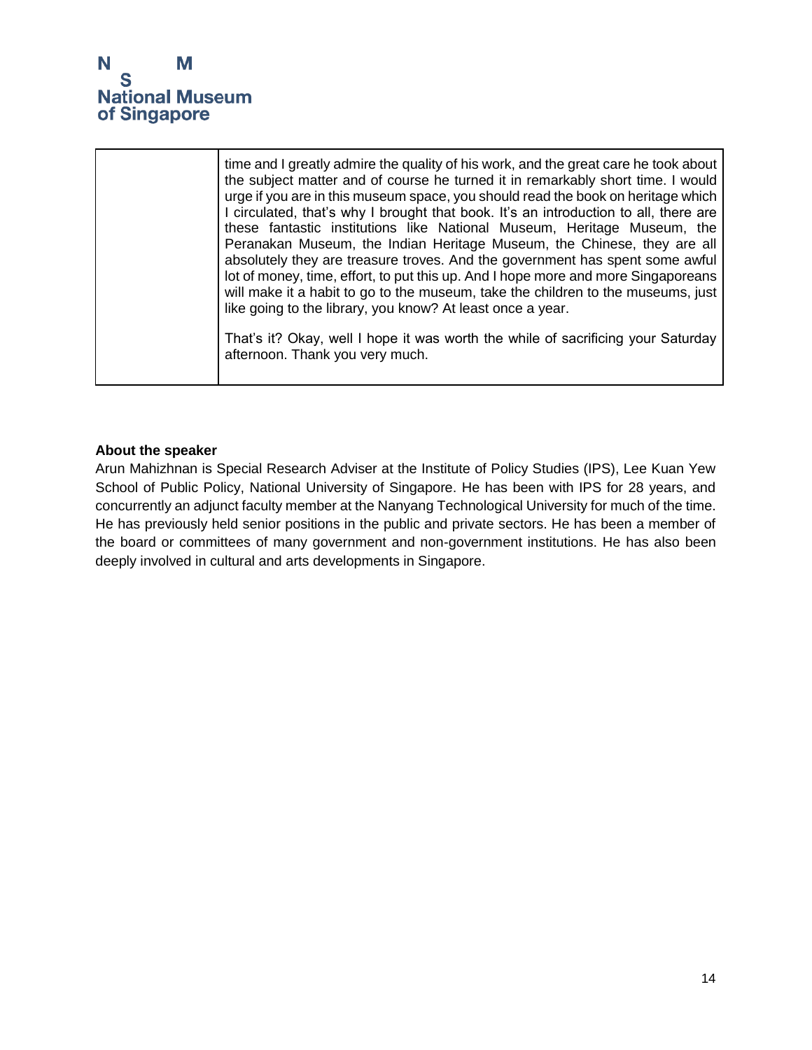| | |
|---|---|
| | time and I greatly admire the quality of his work, and the great care he took about the subject matter and of course he turned it in remarkably short time. I would urge if you are in this museum space, you should read the book on heritage which I circulated, that's why I brought that book. It's an introduction to all, there are these fantastic institutions like National Museum, Heritage Museum, the Peranakan Museum, the Indian Heritage Museum, the Chinese, they are all absolutely they are treasure troves. And the government has spent some awful lot of money, time, effort, to put this up. And I hope more and more Singaporeans will make it a habit to go to the museum, take the children to the museums, just like going to the library, you know? At least once a year.<br><br>That's it? Okay, well I hope it was worth the while of sacrificing your Saturday afternoon. Thank you very much. |

**About the speaker**

Arun Mahizhnan is Special Research Adviser at the Institute of Policy Studies (IPS), Lee Kuan Yew School of Public Policy, National University of Singapore. He has been with IPS for 28 years, and concurrently an adjunct faculty member at the Nanyang Technological University for much of the time. He has previously held senior positions in the public and private sectors. He has been a member of the board or committees of many government and non-government institutions. He has also been deeply involved in cultural and arts developments in Singapore.